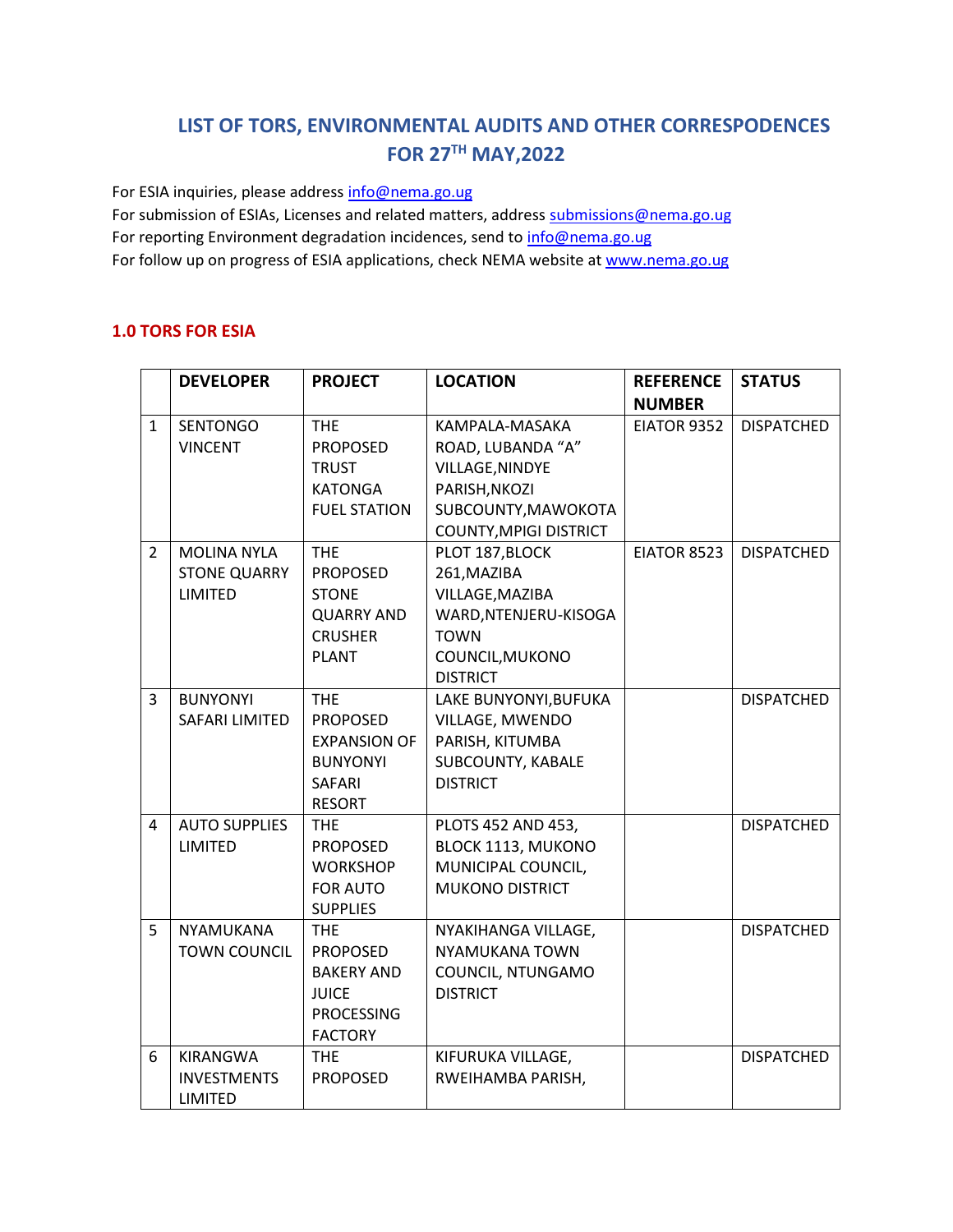# LIST OF TORS, ENVIRONMENTAL AUDITS AND OTHER CORRESPODENCES FOR 27TH MAY,2022

For ESIA inquiries, please address info@nema.go.ug
For submission of ESIAs, Licenses and related matters, address submissions@nema.go.ug
For reporting Environment degradation incidences, send to info@nema.go.ug
For follow up on progress of ESIA applications, check NEMA website at www.nema.go.ug

## 1.0 TORS FOR ESIA

| | DEVELOPER | PROJECT | LOCATION | REFERENCE NUMBER | STATUS |
|---|---|---|---|---|---|
| 1 | SENTONGO VINCENT | THE PROPOSED TRUST KATONGA FUEL STATION | KAMPALA-MASAKA ROAD, LUBANDA “A” VILLAGE,NINDYE PARISH,NKOZI SUBCOUNTY,MAWOKOTA COUNTY,MPIGI DISTRICT | EIATOR 9352 | DISPATCHED |
| 2 | MOLINA NYLA STONE QUARRY LIMITED | THE PROPOSED STONE QUARRY AND CRUSHER PLANT | PLOT 187,BLOCK 261,MAZIBA VILLAGE,MAZIBA WARD,NTENJERU-KISOGA TOWN COUNCIL,MUKONO DISTRICT | EIATOR 8523 | DISPATCHED |
| 3 | BUNYONYI SAFARI LIMITED | THE PROPOSED EXPANSION OF BUNYONYI SAFARI RESORT | LAKE BUNYONYI,BUFUKA VILLAGE, MWENDO PARISH, KITUMBA SUBCOUNTY, KABALE DISTRICT | | DISPATCHED |
| 4 | AUTO SUPPLIES LIMITED | THE PROPOSED WORKSHOP FOR AUTO SUPPLIES | PLOTS 452 AND 453, BLOCK 1113, MUKONO MUNICIPAL COUNCIL, MUKONO DISTRICT | | DISPATCHED |
| 5 | NYAMUKANA TOWN COUNCIL | THE PROPOSED BAKERY AND JUICE PROCESSING FACTORY | NYAKIHANGA VILLAGE, NYAMUKANA TOWN COUNCIL, NTUNGAMO DISTRICT | | DISPATCHED |
| 6 | KIRANGWA INVESTMENTS LIMITED | THE PROPOSED | KIFURUKA VILLAGE, RWEIHAMBA PARISH, | | DISPATCHED |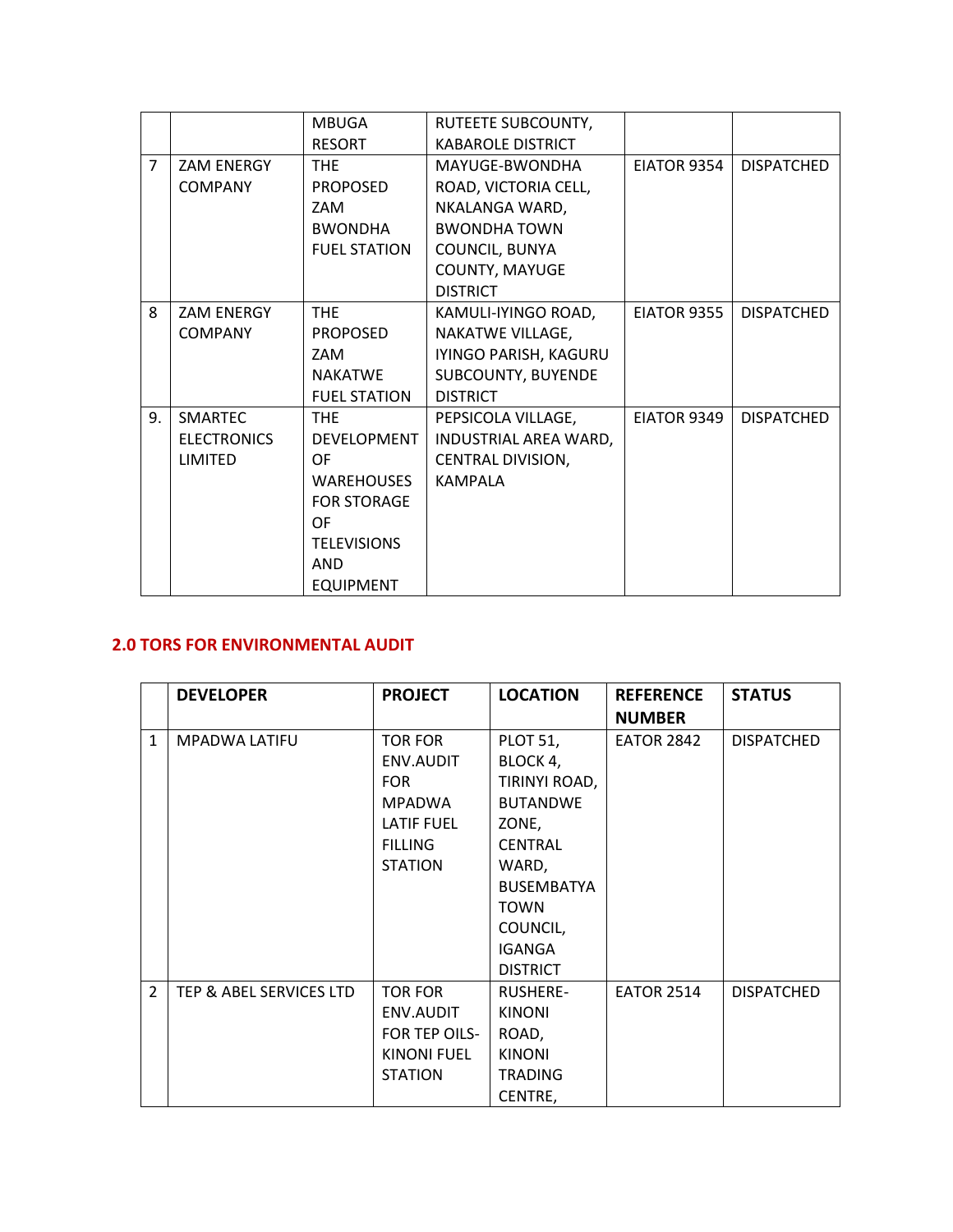| | | | | | |
|---|---|---|---|---|---|
| | | MBUGA RESORT | RUTEETE SUBCOUNTY, KABAROLE DISTRICT | | |
| 7 | ZAM ENERGY COMPANY | THE PROPOSED ZAM BWONDHA FUEL STATION | MAYUGE-BWONDHA ROAD, VICTORIA CELL, NKALANGA WARD, BWONDHA TOWN COUNCIL, BUNYA COUNTY, MAYUGE DISTRICT | EIATOR 9354 | DISPATCHED |
| 8 | ZAM ENERGY COMPANY | THE PROPOSED ZAM NAKATWE FUEL STATION | KAMULI-IYINGO ROAD, NAKATWE VILLAGE, IYINGO PARISH, KAGURU SUBCOUNTY, BUYENDE DISTRICT | EIATOR 9355 | DISPATCHED |
| 9. | SMARTEC ELECTRONICS LIMITED | THE DEVELOPMENT OF WAREHOUSES FOR STORAGE OF TELEVISIONS AND EQUIPMENT | PEPSICOLA VILLAGE, INDUSTRIAL AREA WARD, CENTRAL DIVISION, KAMPALA | EIATOR 9349 | DISPATCHED |

## 2.0 TORS FOR ENVIRONMENTAL AUDIT

| | DEVELOPER | PROJECT | LOCATION | REFERENCE NUMBER | STATUS |
|---|---|---|---|---|---|
| 1 | MPADWA LATIFU | TOR FOR ENV.AUDIT FOR MPADWA LATIF FUEL FILLING STATION | PLOT 51, BLOCK 4, TIRINYI ROAD, BUTANDWE ZONE, CENTRAL WARD, BUSEMBATYA TOWN COUNCIL, IGANGA DISTRICT | EATOR 2842 | DISPATCHED |
| 2 | TEP & ABEL SERVICES LTD | TOR FOR ENV.AUDIT FOR TEP OILS-KINONI FUEL STATION | RUSHERE-KINONI ROAD, KINONI TRADING CENTRE, | EATOR 2514 | DISPATCHED |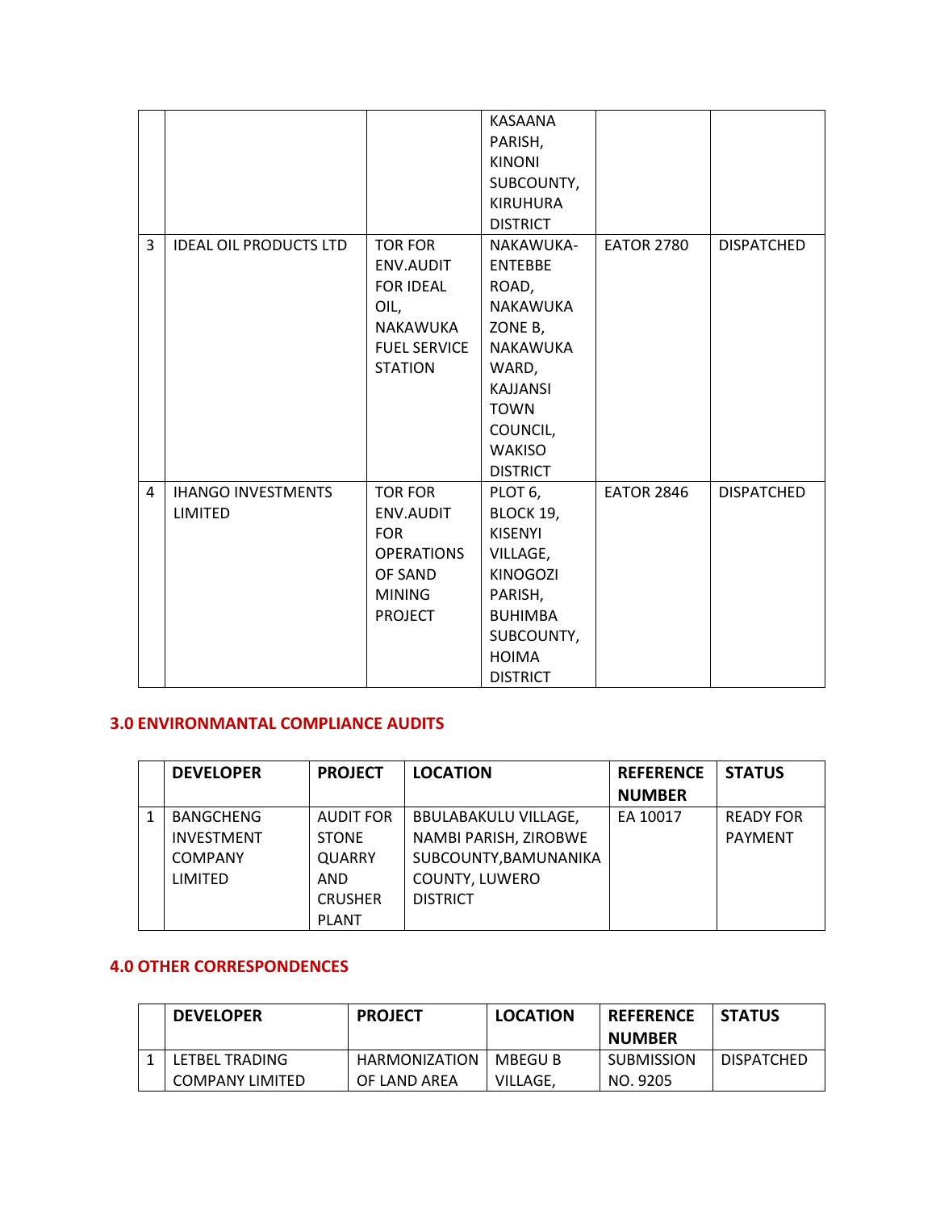| | | | | | |
|---|---|---|---|---|---|
| | | | KASAANA PARISH, KINONI SUBCOUNTY, KIRUHURA DISTRICT | | |
| 3 | IDEAL OIL PRODUCTS LTD | TOR FOR ENV.AUDIT FOR IDEAL OIL, NAKAWUKA FUEL SERVICE STATION | NAKAWUKA-ENTEBBE ROAD, NAKAWUKA ZONE B, NAKAWUKA WARD, KAJJANSI TOWN COUNCIL, WAKISO DISTRICT | EATOR 2780 | DISPATCHED |
| 4 | IHANGO INVESTMENTS LIMITED | TOR FOR ENV.AUDIT FOR OPERATIONS OF SAND MINING PROJECT | PLOT 6, BLOCK 19, KISENYI VILLAGE, KINOGOZI PARISH, BUHIMBA SUBCOUNTY, HOIMA DISTRICT | EATOR 2846 | DISPATCHED |

## 3.0 ENVIRONMANTAL COMPLIANCE AUDITS

| | DEVELOPER | PROJECT | LOCATION | REFERENCE NUMBER | STATUS |
|---|---|---|---|---|---|
| 1 | BANGCHENG INVESTMENT COMPANY LIMITED | AUDIT FOR STONE QUARRY AND CRUSHER PLANT | BBULABAKULU VILLAGE, NAMBI PARISH, ZIROBWE SUBCOUNTY,BAMUNANIKA COUNTY, LUWERO DISTRICT | EA 10017 | READY FOR PAYMENT |

## 4.0 OTHER CORRESPONDENCES

| | DEVELOPER | PROJECT | LOCATION | REFERENCE NUMBER | STATUS |
|---|---|---|---|---|---|
| 1 | LETBEL TRADING COMPANY LIMITED | HARMONIZATION OF LAND AREA | MBEGU B VILLAGE, | SUBMISSION NO. 9205 | DISPATCHED |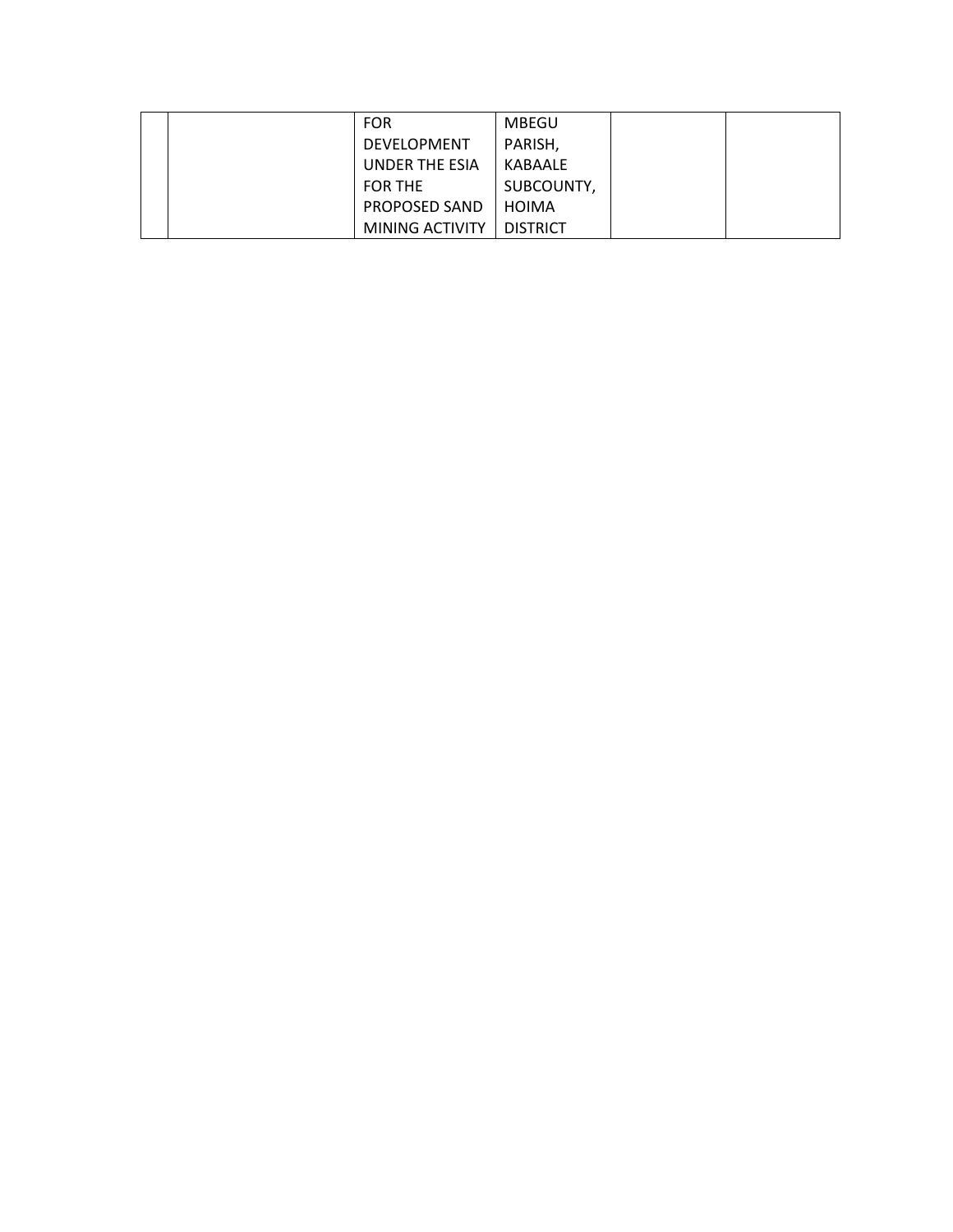| | | | | | |
|---|---|---|---|---|---|
| | | FOR DEVELOPMENT UNDER THE ESIA FOR THE PROPOSED SAND MINING ACTIVITY | MBEGU PARISH, KABAALE SUBCOUNTY, HOIMA DISTRICT | | |